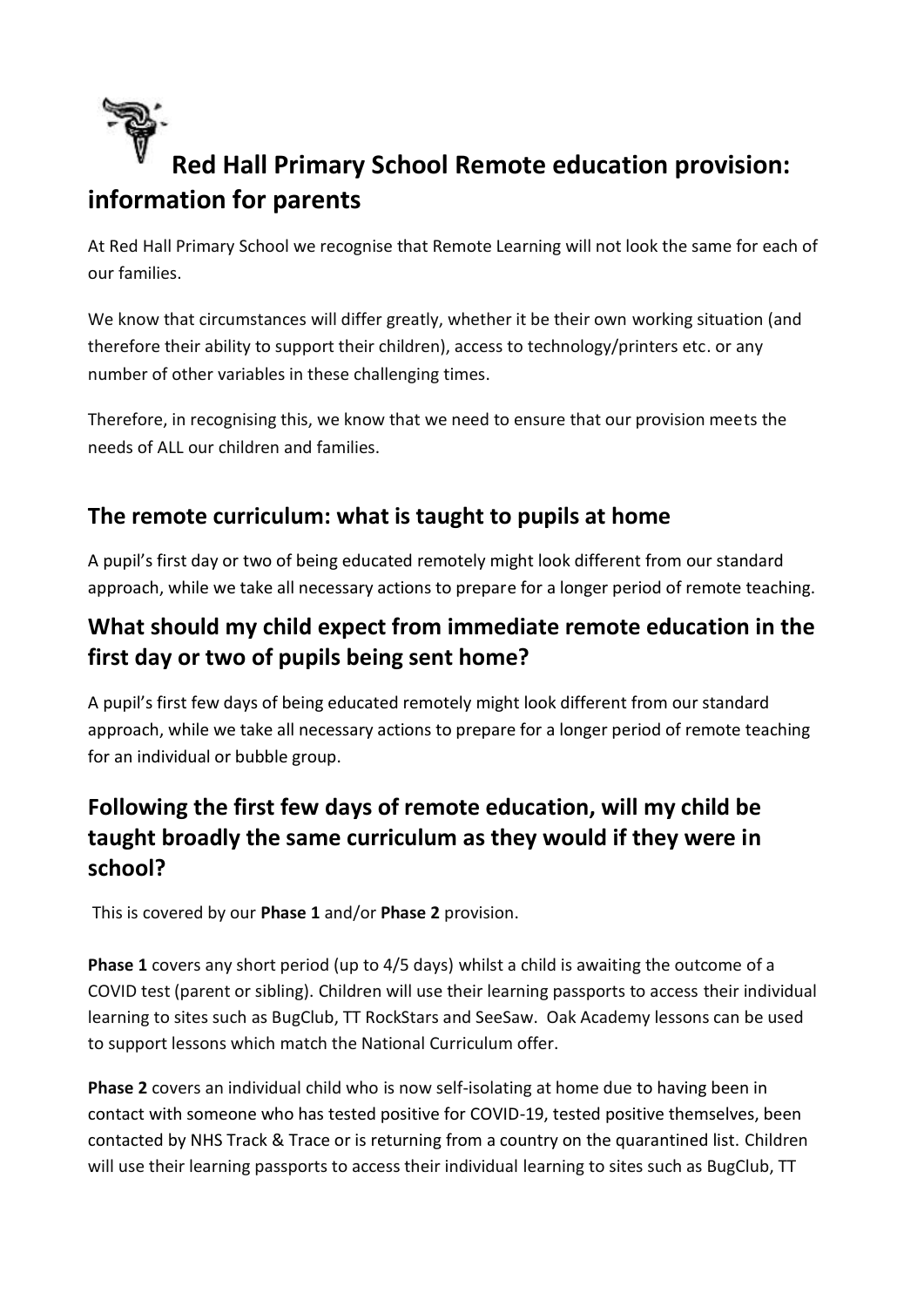# Red Hall Primary School Remote education provision: information for parents

At Red Hall Primary School we recognise that Remote Learning will not look the same for each of our families.

We know that circumstances will differ greatly, whether it be their own working situation (and therefore their ability to support their children), access to technology/printers etc. or any number of other variables in these challenging times.

Therefore, in recognising this, we know that we need to ensure that our provision meets the needs of ALL our children and families.

## The remote curriculum: what is taught to pupils at home

A pupil's first day or two of being educated remotely might look different from our standard approach, while we take all necessary actions to prepare for a longer period of remote teaching.

## What should my child expect from immediate remote education in the first day or two of pupils being sent home?

A pupil's first few days of being educated remotely might look different from our standard approach, while we take all necessary actions to prepare for a longer period of remote teaching for an individual or bubble group.

## Following the first few days of remote education, will my child be taught broadly the same curriculum as they would if they were in school?

This is covered by our **Phase 1** and/or **Phase 2** provision.

**Phase 1** covers any short period (up to 4/5 days) whilst a child is awaiting the outcome of a COVID test (parent or sibling). Children will use their learning passports to access their individual learning to sites such as BugClub, TT RockStars and SeeSaw. Oak Academy lessons can be used to support lessons which match the National Curriculum offer.

**Phase 2** covers an individual child who is now self-isolating at home due to having been in contact with someone who has tested positive for COVID-19, tested positive themselves, been contacted by NHS Track & Trace or is returning from a country on the quarantined list. Children will use their learning passports to access their individual learning to sites such as BugClub, TT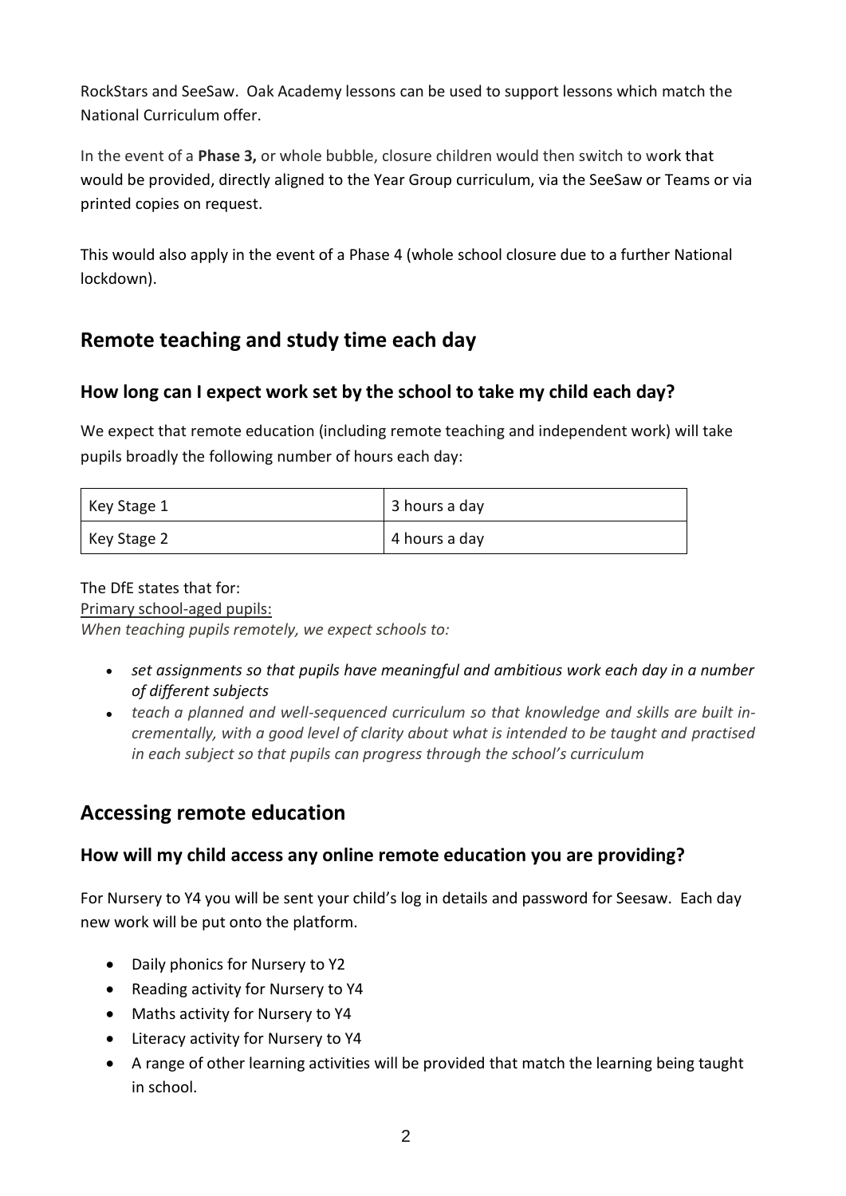RockStars and SeeSaw. Oak Academy lessons can be used to support lessons which match the National Curriculum offer.

In the event of a **Phase 3,** or whole bubble, closure children would then switch to work that would be provided, directly aligned to the Year Group curriculum, via the SeeSaw or Teams or via printed copies on request.

This would also apply in the event of a Phase 4 (whole school closure due to a further National lockdown).

## Remote teaching and study time each day

### How long can I expect work set by the school to take my child each day?

We expect that remote education (including remote teaching and independent work) will take pupils broadly the following number of hours each day:

| Key Stage 1 | 3 hours a day |
|---|---|
| Key Stage 2 | 4 hours a day |

The DfE states that for:

Primary school-aged pupils:

*When teaching pupils remotely, we expect schools to:*

- *set assignments so that pupils have meaningful and ambitious work each day in a number of different subjects*
- *teach a planned and well-sequenced curriculum so that knowledge and skills are built incrementally, with a good level of clarity about what is intended to be taught and practised in each subject so that pupils can progress through the school's curriculum*

## Accessing remote education

### How will my child access any online remote education you are providing?

For Nursery to Y4 you will be sent your child's log in details and password for Seesaw. Each day new work will be put onto the platform.

- Daily phonics for Nursery to Y2
- Reading activity for Nursery to Y4
- Maths activity for Nursery to Y4
- Literacy activity for Nursery to Y4
- A range of other learning activities will be provided that match the learning being taught in school.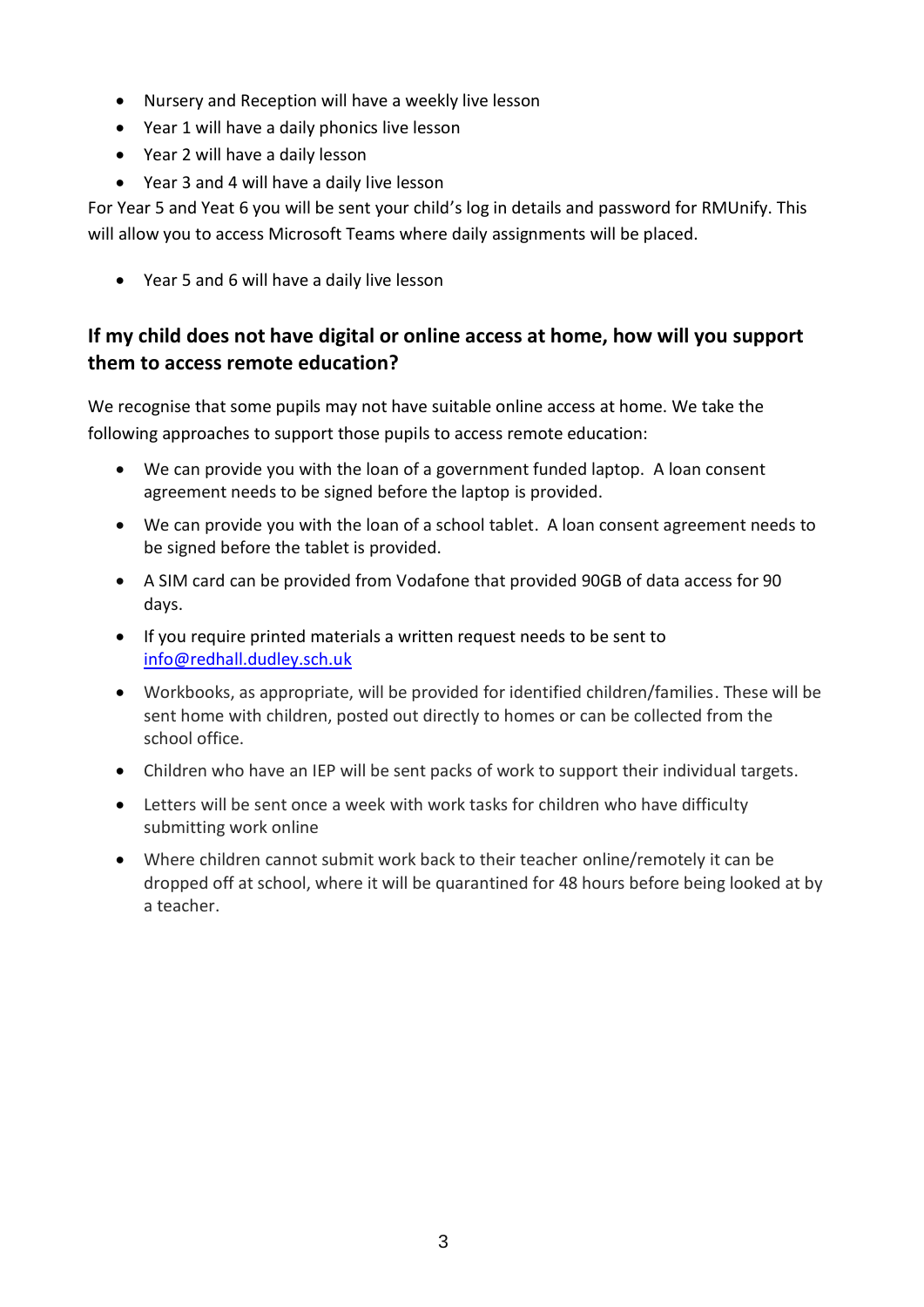- Nursery and Reception will have a weekly live lesson
- Year 1 will have a daily phonics live lesson
- Year 2 will have a daily lesson
- Year 3 and 4 will have a daily live lesson

For Year 5 and Yeat 6 you will be sent your child's log in details and password for RMUnify. This will allow you to access Microsoft Teams where daily assignments will be placed.

- Year 5 and 6 will have a daily live lesson

## If my child does not have digital or online access at home, how will you support them to access remote education?

We recognise that some pupils may not have suitable online access at home. We take the following approaches to support those pupils to access remote education:

- We can provide you with the loan of a government funded laptop. A loan consent agreement needs to be signed before the laptop is provided.
- We can provide you with the loan of a school tablet. A loan consent agreement needs to be signed before the tablet is provided.
- A SIM card can be provided from Vodafone that provided 90GB of data access for 90 days.
- If you require printed materials a written request needs to be sent to info@redhall.dudley.sch.uk
- Workbooks, as appropriate, will be provided for identified children/families. These will be sent home with children, posted out directly to homes or can be collected from the school office.
- Children who have an IEP will be sent packs of work to support their individual targets.
- Letters will be sent once a week with work tasks for children who have difficulty submitting work online
- Where children cannot submit work back to their teacher online/remotely it can be dropped off at school, where it will be quarantined for 48 hours before being looked at by a teacher.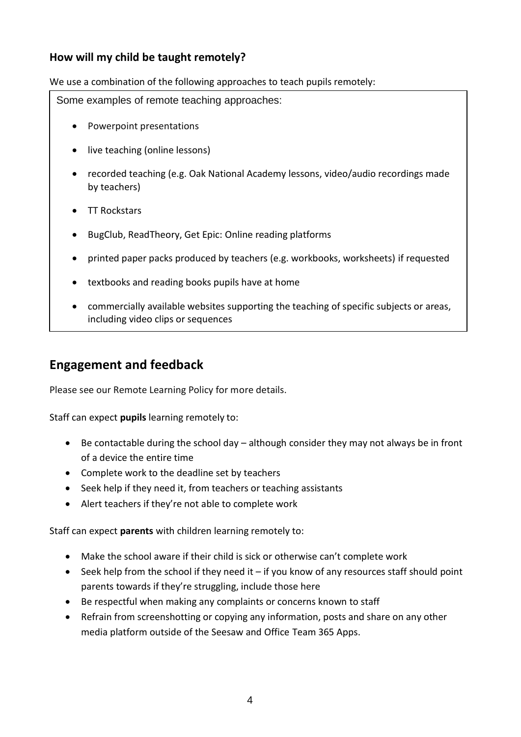### How will my child be taught remotely?

We use a combination of the following approaches to teach pupils remotely:

Some examples of remote teaching approaches:

- Powerpoint presentations
- live teaching (online lessons)
- recorded teaching (e.g. Oak National Academy lessons, video/audio recordings made by teachers)
- TT Rockstars
- BugClub, ReadTheory, Get Epic: Online reading platforms
- printed paper packs produced by teachers (e.g. workbooks, worksheets) if requested
- textbooks and reading books pupils have at home
- commercially available websites supporting the teaching of specific subjects or areas, including video clips or sequences

## Engagement and feedback

Please see our Remote Learning Policy for more details.

Staff can expect **pupils** learning remotely to:

- Be contactable during the school day – although consider they may not always be in front of a device the entire time
- Complete work to the deadline set by teachers
- Seek help if they need it, from teachers or teaching assistants
- Alert teachers if they're not able to complete work

Staff can expect **parents** with children learning remotely to:

- Make the school aware if their child is sick or otherwise can't complete work
- Seek help from the school if they need it – if you know of any resources staff should point parents towards if they're struggling, include those here
- Be respectful when making any complaints or concerns known to staff
- Refrain from screenshotting or copying any information, posts and share on any other media platform outside of the Seesaw and Office Team 365 Apps.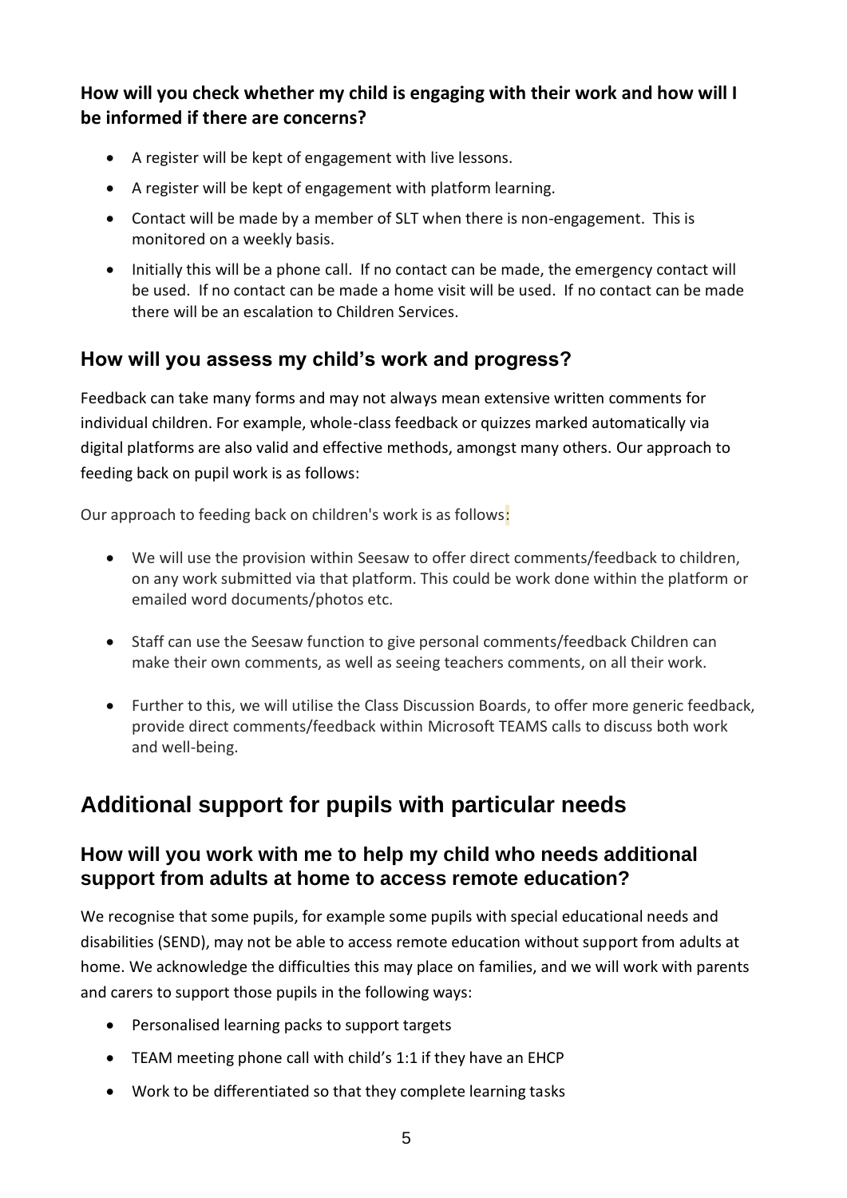### How will you check whether my child is engaging with their work and how will I be informed if there are concerns?

- A register will be kept of engagement with live lessons.
- A register will be kept of engagement with platform learning.
- Contact will be made by a member of SLT when there is non-engagement. This is monitored on a weekly basis.
- Initially this will be a phone call. If no contact can be made, the emergency contact will be used. If no contact can be made a home visit will be used. If no contact can be made there will be an escalation to Children Services.

### How will you assess my child's work and progress?

Feedback can take many forms and may not always mean extensive written comments for individual children. For example, whole-class feedback or quizzes marked automatically via digital platforms are also valid and effective methods, amongst many others. Our approach to feeding back on pupil work is as follows:

Our approach to feeding back on children's work is as follows:

- We will use the provision within Seesaw to offer direct comments/feedback to children, on any work submitted via that platform. This could be work done within the platform or emailed word documents/photos etc.
- Staff can use the Seesaw function to give personal comments/feedback Children can make their own comments, as well as seeing teachers comments, on all their work.
- Further to this, we will utilise the Class Discussion Boards, to offer more generic feedback, provide direct comments/feedback within Microsoft TEAMS calls to discuss both work and well-being.

## Additional support for pupils with particular needs

### How will you work with me to help my child who needs additional support from adults at home to access remote education?

We recognise that some pupils, for example some pupils with special educational needs and disabilities (SEND), may not be able to access remote education without support from adults at home. We acknowledge the difficulties this may place on families, and we will work with parents and carers to support those pupils in the following ways:

- Personalised learning packs to support targets
- TEAM meeting phone call with child's 1:1 if they have an EHCP
- Work to be differentiated so that they complete learning tasks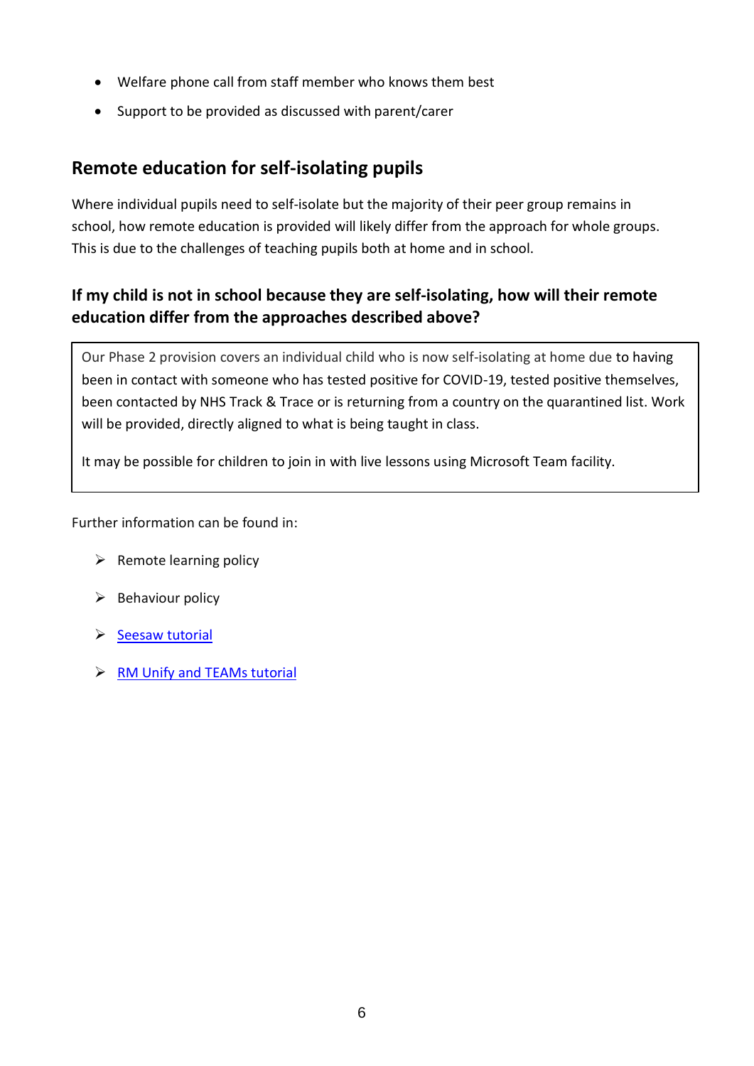- Welfare phone call from staff member who knows them best
- Support to be provided as discussed with parent/carer

## Remote education for self-isolating pupils

Where individual pupils need to self-isolate but the majority of their peer group remains in school, how remote education is provided will likely differ from the approach for whole groups. This is due to the challenges of teaching pupils both at home and in school.

### If my child is not in school because they are self-isolating, how will their remote education differ from the approaches described above?

Our Phase 2 provision covers an individual child who is now self-isolating at home due to having been in contact with someone who has tested positive for COVID-19, tested positive themselves, been contacted by NHS Track & Trace or is returning from a country on the quarantined list. Work will be provided, directly aligned to what is being taught in class.

It may be possible for children to join in with live lessons using Microsoft Team facility.

Further information can be found in:

- Remote learning policy
- Behaviour policy
- Seesaw tutorial
- RM Unify and TEAMs tutorial